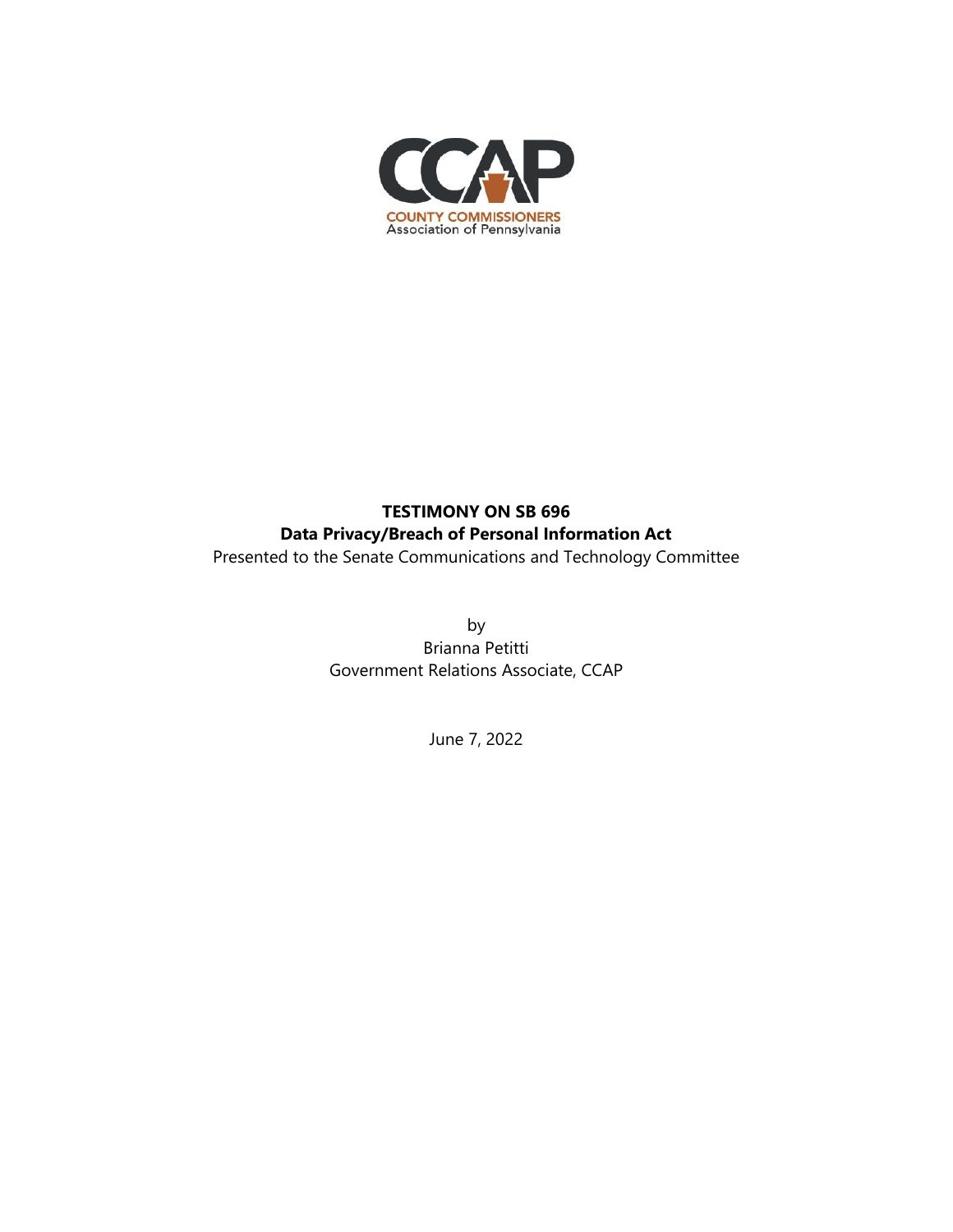CCAP

COUNTY COMMISSIONERS
Association of Pennsylvania

**TESTIMONY ON SB 696**
**Data Privacy/Breach of Personal Information Act**
Presented to the Senate Communications and Technology Committee

by
Brianna Petitti
Government Relations Associate, CCAP

June 7, 2022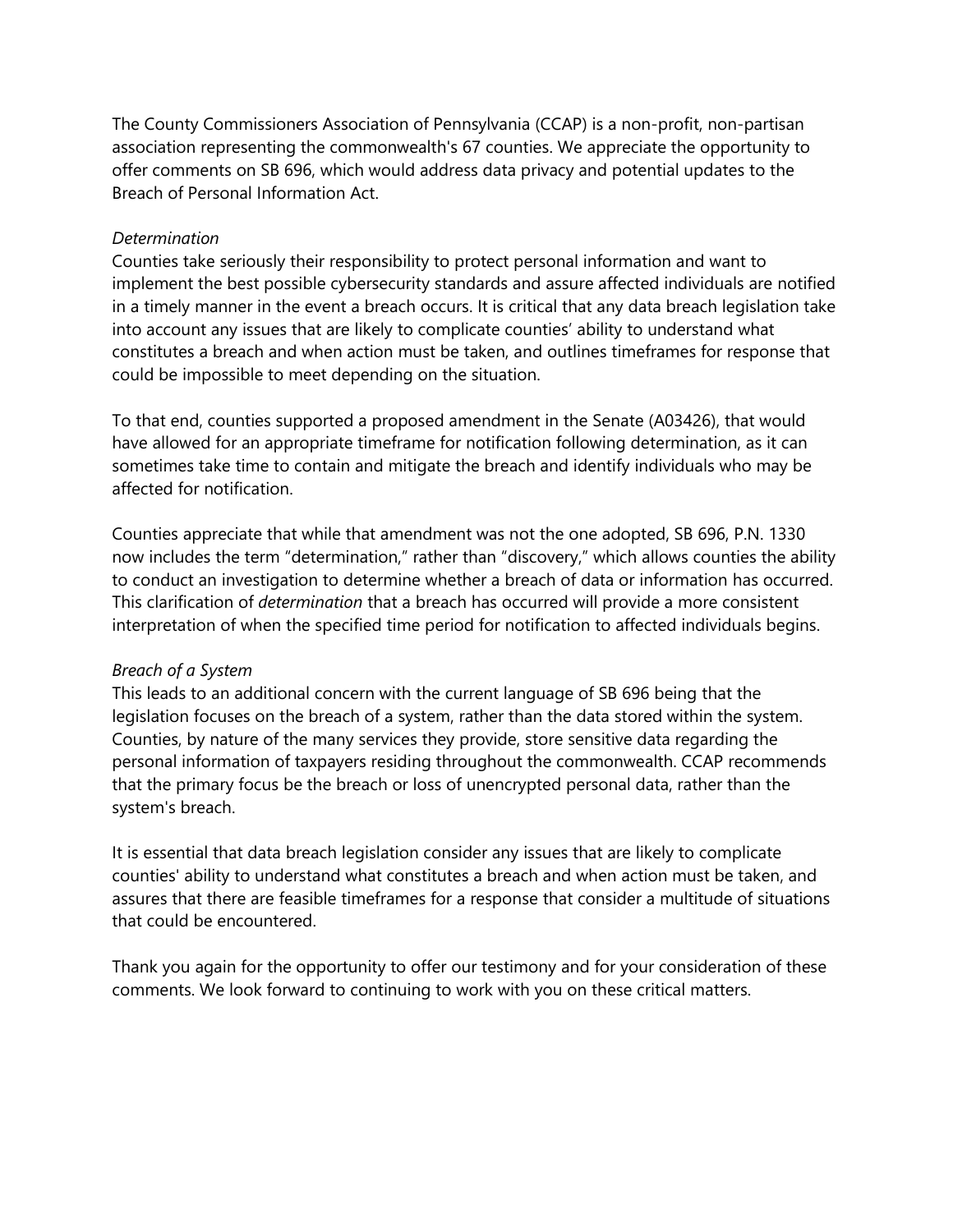The County Commissioners Association of Pennsylvania (CCAP) is a non-profit, non-partisan association representing the commonwealth's 67 counties. We appreciate the opportunity to offer comments on SB 696, which would address data privacy and potential updates to the Breach of Personal Information Act.

*Determination*

Counties take seriously their responsibility to protect personal information and want to implement the best possible cybersecurity standards and assure affected individuals are notified in a timely manner in the event a breach occurs. It is critical that any data breach legislation take into account any issues that are likely to complicate counties' ability to understand what constitutes a breach and when action must be taken, and outlines timeframes for response that could be impossible to meet depending on the situation.

To that end, counties supported a proposed amendment in the Senate (A03426), that would have allowed for an appropriate timeframe for notification following determination, as it can sometimes take time to contain and mitigate the breach and identify individuals who may be affected for notification.

Counties appreciate that while that amendment was not the one adopted, SB 696, P.N. 1330 now includes the term "determination," rather than "discovery," which allows counties the ability to conduct an investigation to determine whether a breach of data or information has occurred. This clarification of *determination* that a breach has occurred will provide a more consistent interpretation of when the specified time period for notification to affected individuals begins.

*Breach of a System*

This leads to an additional concern with the current language of SB 696 being that the legislation focuses on the breach of a system, rather than the data stored within the system. Counties, by nature of the many services they provide, store sensitive data regarding the personal information of taxpayers residing throughout the commonwealth. CCAP recommends that the primary focus be the breach or loss of unencrypted personal data, rather than the system's breach.

It is essential that data breach legislation consider any issues that are likely to complicate counties' ability to understand what constitutes a breach and when action must be taken, and assures that there are feasible timeframes for a response that consider a multitude of situations that could be encountered.

Thank you again for the opportunity to offer our testimony and for your consideration of these comments. We look forward to continuing to work with you on these critical matters.